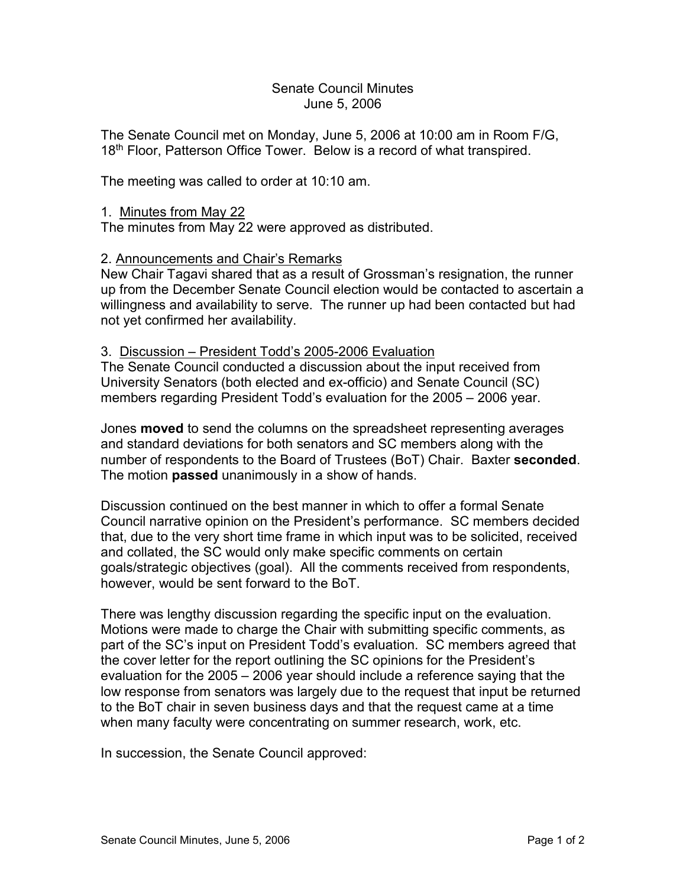# Senate Council Minutes
## June 5, 2006

The Senate Council met on Monday, June 5, 2006 at 10:00 am in Room F/G, 18th Floor, Patterson Office Tower. Below is a record of what transpired.

The meeting was called to order at 10:10 am.

1. Minutes from May 22

The minutes from May 22 were approved as distributed.

2. Announcements and Chair's Remarks

New Chair Tagavi shared that as a result of Grossman's resignation, the runner up from the December Senate Council election would be contacted to ascertain a willingness and availability to serve. The runner up had been contacted but had not yet confirmed her availability.

3. Discussion – President Todd's 2005-2006 Evaluation

The Senate Council conducted a discussion about the input received from University Senators (both elected and ex-officio) and Senate Council (SC) members regarding President Todd's evaluation for the 2005 – 2006 year.

Jones **moved** to send the columns on the spreadsheet representing averages and standard deviations for both senators and SC members along with the number of respondents to the Board of Trustees (BoT) Chair. Baxter **seconded**. The motion **passed** unanimously in a show of hands.

Discussion continued on the best manner in which to offer a formal Senate Council narrative opinion on the President's performance. SC members decided that, due to the very short time frame in which input was to be solicited, received and collated, the SC would only make specific comments on certain goals/strategic objectives (goal). All the comments received from respondents, however, would be sent forward to the BoT.

There was lengthy discussion regarding the specific input on the evaluation. Motions were made to charge the Chair with submitting specific comments, as part of the SC's input on President Todd's evaluation. SC members agreed that the cover letter for the report outlining the SC opinions for the President's evaluation for the 2005 – 2006 year should include a reference saying that the low response from senators was largely due to the request that input be returned to the BoT chair in seven business days and that the request came at a time when many faculty were concentrating on summer research, work, etc.

In succession, the Senate Council approved: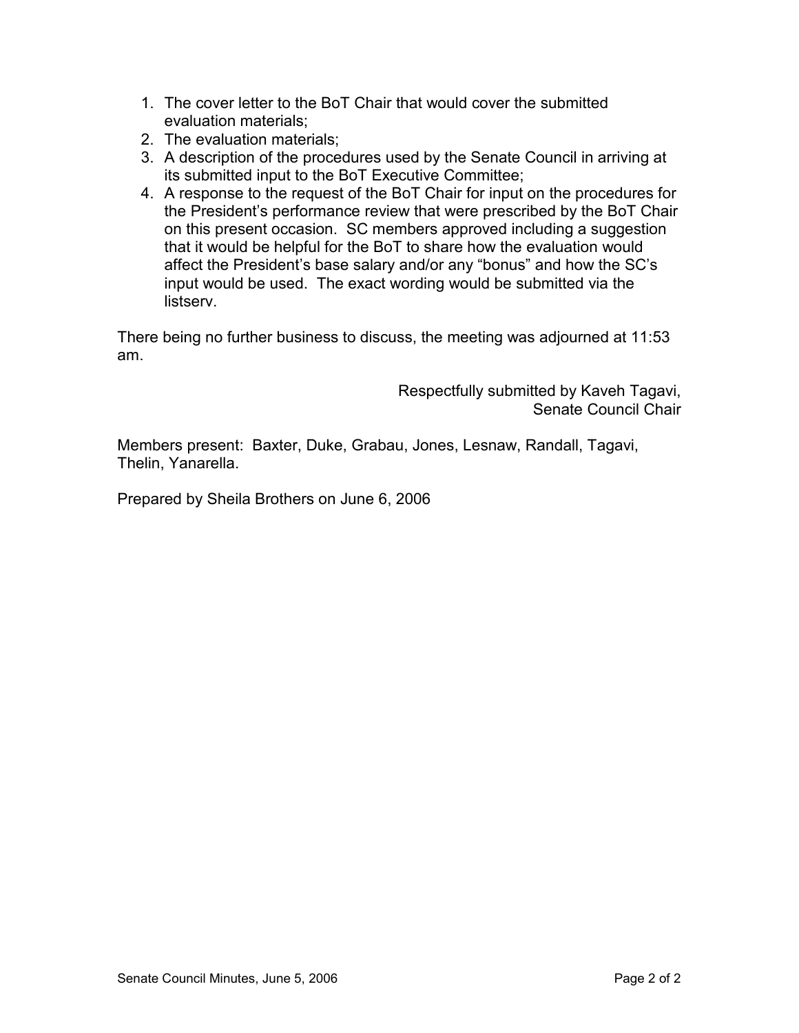1. The cover letter to the BoT Chair that would cover the submitted evaluation materials;
2. The evaluation materials;
3. A description of the procedures used by the Senate Council in arriving at its submitted input to the BoT Executive Committee;
4. A response to the request of the BoT Chair for input on the procedures for the President's performance review that were prescribed by the BoT Chair on this present occasion. SC members approved including a suggestion that it would be helpful for the BoT to share how the evaluation would affect the President's base salary and/or any "bonus" and how the SC's input would be used. The exact wording would be submitted via the listserv.

There being no further business to discuss, the meeting was adjourned at 11:53 am.

Respectfully submitted by Kaveh Tagavi,
Senate Council Chair

Members present: Baxter, Duke, Grabau, Jones, Lesnaw, Randall, Tagavi, Thelin, Yanarella.

Prepared by Sheila Brothers on June 6, 2006